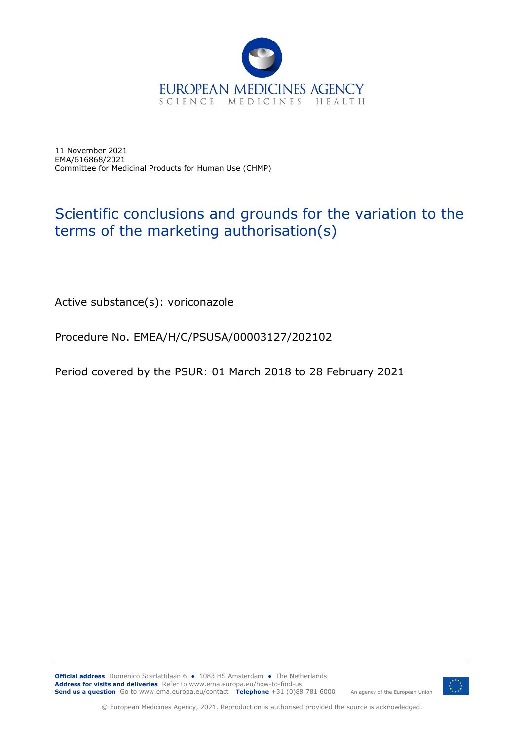EUROPEAN MEDICINES AGENCY
SCIENCE MEDICINES HEALTH

11 November 2021
EMA/616868/2021
Committee for Medicinal Products for Human Use (CHMP)

# Scientific conclusions and grounds for the variation to the terms of the marketing authorisation(s)

Active substance(s): voriconazole

Procedure No. EMEA/H/C/PSUSA/00003127/202102

Period covered by the PSUR: 01 March 2018 to 28 February 2021

**Official address** Domenico Scarlattilaan 6 ● 1083 HS Amsterdam ● The Netherlands
**Address for visits and deliveries** Refer to www.ema.europa.eu/how-to-find-us
**Send us a question** Go to www.ema.europa.eu/contact **Telephone** +31 (0)88 781 6000

An agency of the European Union

© European Medicines Agency, 2021. Reproduction is authorised provided the source is acknowledged.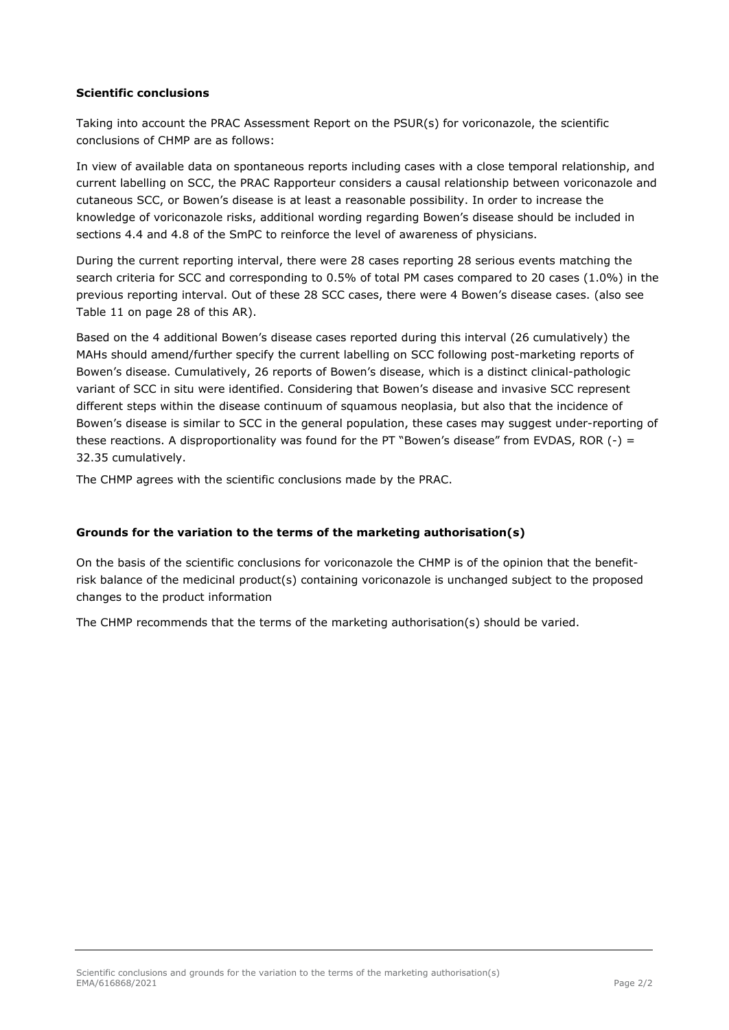**Scientific conclusions**

Taking into account the PRAC Assessment Report on the PSUR(s) for voriconazole, the scientific conclusions of CHMP are as follows:

In view of available data on spontaneous reports including cases with a close temporal relationship, and current labelling on SCC, the PRAC Rapporteur considers a causal relationship between voriconazole and cutaneous SCC, or Bowen's disease is at least a reasonable possibility. In order to increase the knowledge of voriconazole risks, additional wording regarding Bowen's disease should be included in sections 4.4 and 4.8 of the SmPC to reinforce the level of awareness of physicians.

During the current reporting interval, there were 28 cases reporting 28 serious events matching the search criteria for SCC and corresponding to 0.5% of total PM cases compared to 20 cases (1.0%) in the previous reporting interval. Out of these 28 SCC cases, there were 4 Bowen's disease cases. (also see Table 11 on page 28 of this AR).

Based on the 4 additional Bowen's disease cases reported during this interval (26 cumulatively) the MAHs should amend/further specify the current labelling on SCC following post-marketing reports of Bowen's disease. Cumulatively, 26 reports of Bowen's disease, which is a distinct clinical-pathologic variant of SCC in situ were identified. Considering that Bowen's disease and invasive SCC represent different steps within the disease continuum of squamous neoplasia, but also that the incidence of Bowen's disease is similar to SCC in the general population, these cases may suggest under-reporting of these reactions. A disproportionality was found for the PT "Bowen's disease" from EVDAS, ROR (-) = 32.35 cumulatively.

The CHMP agrees with the scientific conclusions made by the PRAC.

**Grounds for the variation to the terms of the marketing authorisation(s)**

On the basis of the scientific conclusions for voriconazole the CHMP is of the opinion that the benefit-risk balance of the medicinal product(s) containing voriconazole is unchanged subject to the proposed changes to the product information

The CHMP recommends that the terms of the marketing authorisation(s) should be varied.